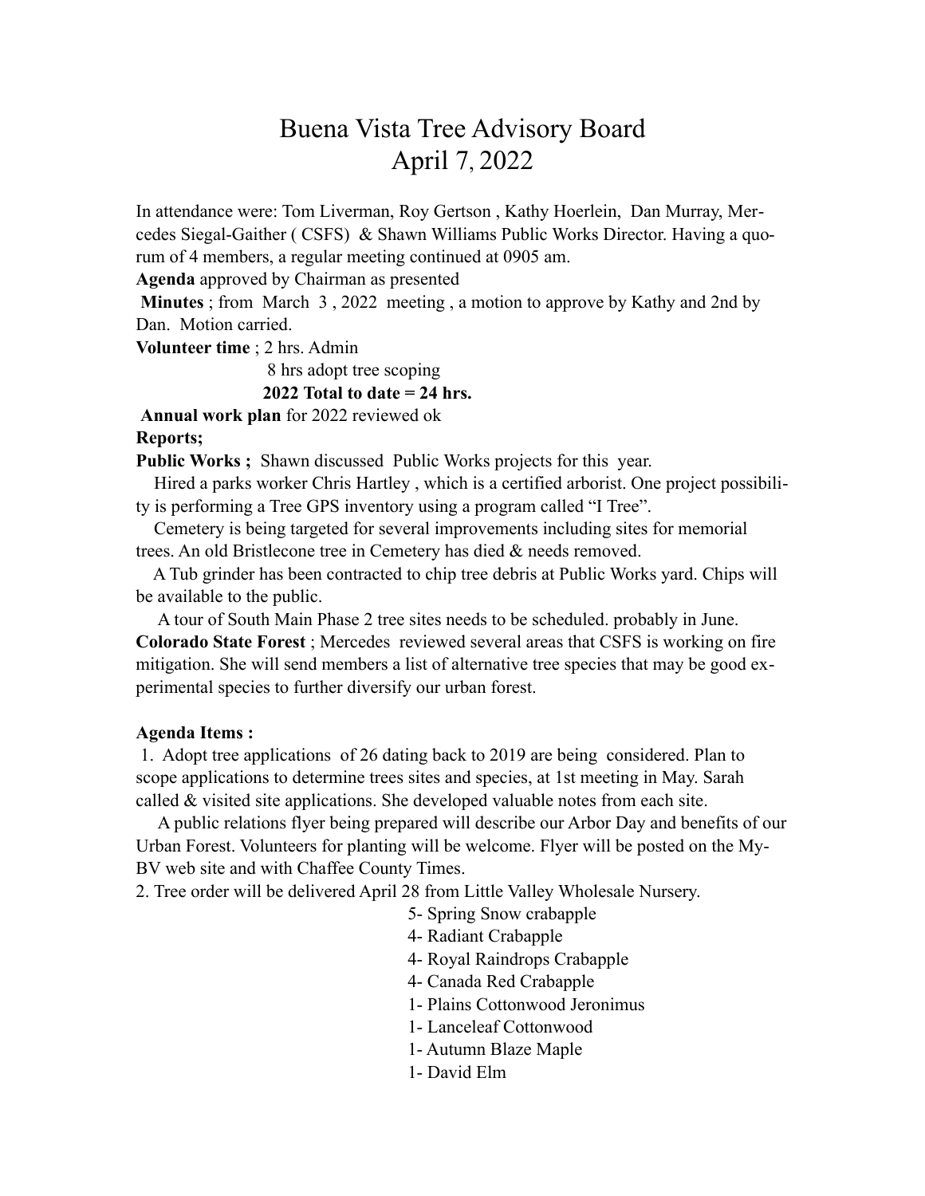# Buena Vista Tree Advisory Board
## April 7, 2022

In attendance were: Tom Liverman, Roy Gertson , Kathy Hoerlein, Dan Murray, Mercedes Siegal-Gaither ( CSFS) & Shawn Williams Public Works Director. Having a quorum of 4 members, a regular meeting continued at 0905 am.

**Agenda** approved by Chairman as presented

**Minutes** ; from March 3 , 2022 meeting , a motion to approve by Kathy and 2nd by Dan. Motion carried.

**Volunteer time** ; 2 hrs. Admin
8 hrs adopt tree scoping
**2022 Total to date = 24 hrs.**

**Annual work plan** for 2022 reviewed ok

**Reports;**

**Public Works ;** Shawn discussed Public Works projects for this year.

Hired a parks worker Chris Hartley , which is a certified arborist. One project possibility is performing a Tree GPS inventory using a program called "I Tree".

Cemetery is being targeted for several improvements including sites for memorial trees. An old Bristlecone tree in Cemetery has died & needs removed.

A Tub grinder has been contracted to chip tree debris at Public Works yard. Chips will be available to the public.

A tour of South Main Phase 2 tree sites needs to be scheduled. probably in June.

**Colorado State Forest** ; Mercedes reviewed several areas that CSFS is working on fire mitigation. She will send members a list of alternative tree species that may be good experimental species to further diversify our urban forest.

**Agenda Items :**

1. Adopt tree applications of 26 dating back to 2019 are being considered. Plan to scope applications to determine trees sites and species, at 1st meeting in May. Sarah called & visited site applications. She developed valuable notes from each site.

   A public relations flyer being prepared will describe our Arbor Day and benefits of our Urban Forest. Volunteers for planting will be welcome. Flyer will be posted on the My-BV web site and with Chaffee County Times.

2. Tree order will be delivered April 28 from Little Valley Wholesale Nursery.

   5- Spring Snow crabapple
   4- Radiant Crabapple
   4- Royal Raindrops Crabapple
   4- Canada Red Crabapple
   1- Plains Cottonwood Jeronimus
   1- Lanceleaf Cottonwood
   1- Autumn Blaze Maple
   1- David Elm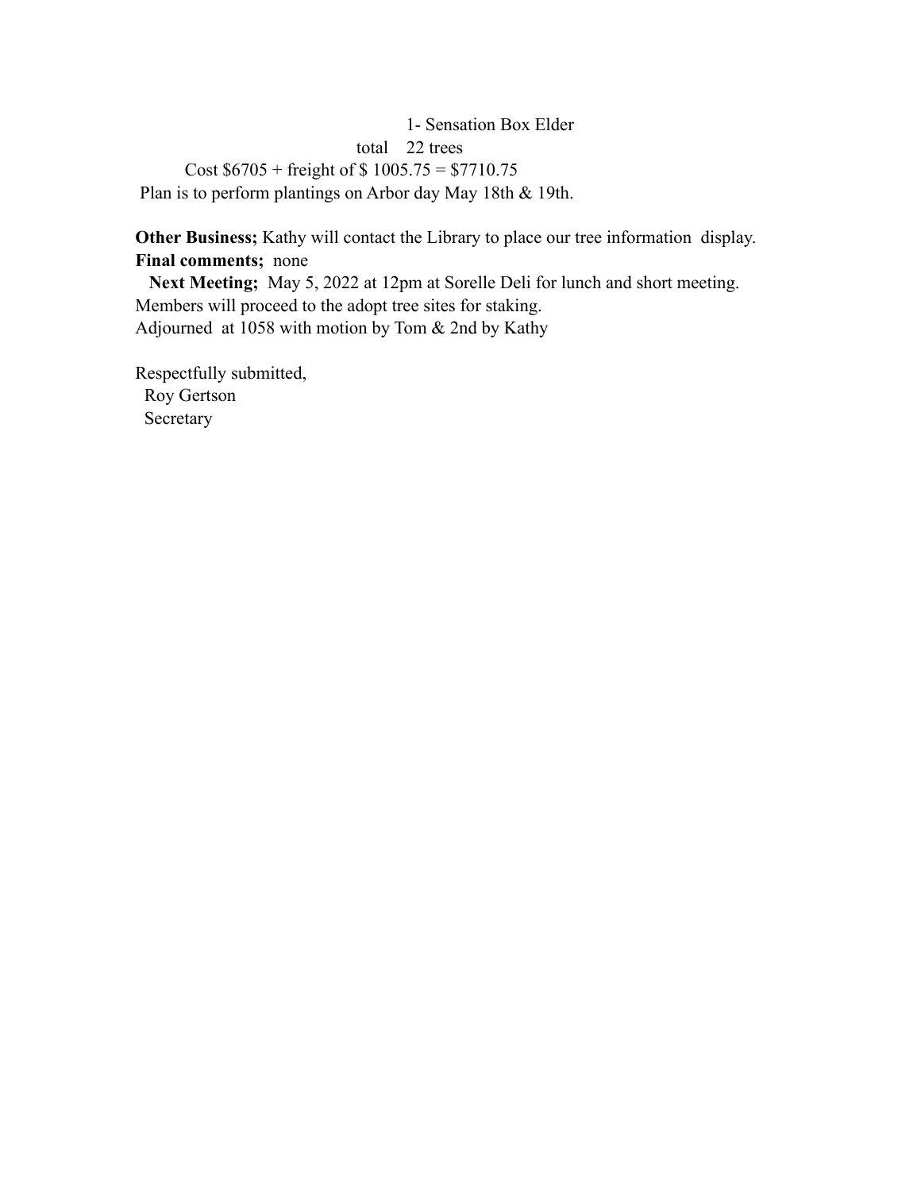1- Sensation Box Elder

total 22 trees

Cost $6705 + freight of $ 1005.75 = $7710.75

Plan is to perform plantings on Arbor day May 18th & 19th.

**Other Business;** Kathy will contact the Library to place our tree information display.

**Final comments;** none

**Next Meeting;** May 5, 2022 at 12pm at Sorelle Deli for lunch and short meeting. Members will proceed to the adopt tree sites for staking.

Adjourned at 1058 with motion by Tom & 2nd by Kathy

Respectfully submitted,

Roy Gertson

Secretary